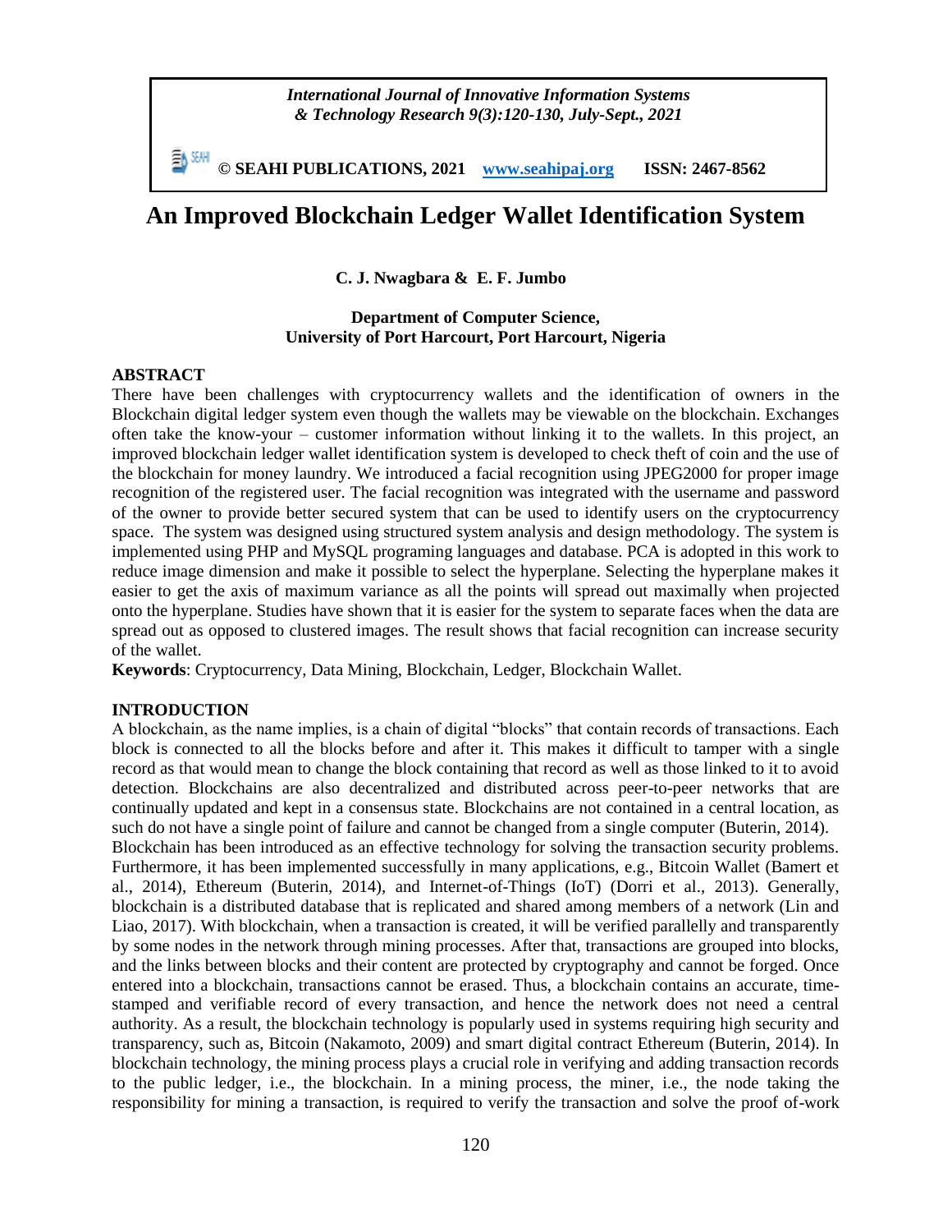# An Improved Blockchain Ledger Wallet Identification System

**C. J. Nwagbara & E. F. Jumbo**

**Department of Computer Science,**
**University of Port Harcourt, Port Harcourt, Nigeria**

## ABSTRACT

There have been challenges with cryptocurrency wallets and the identification of owners in the Blockchain digital ledger system even though the wallets may be viewable on the blockchain. Exchanges often take the know-your – customer information without linking it to the wallets. In this project, an improved blockchain ledger wallet identification system is developed to check theft of coin and the use of the blockchain for money laundry. We introduced a facial recognition using JPEG2000 for proper image recognition of the registered user. The facial recognition was integrated with the username and password of the owner to provide better secured system that can be used to identify users on the cryptocurrency space. The system was designed using structured system analysis and design methodology. The system is implemented using PHP and MySQL programing languages and database. PCA is adopted in this work to reduce image dimension and make it possible to select the hyperplane. Selecting the hyperplane makes it easier to get the axis of maximum variance as all the points will spread out maximally when projected onto the hyperplane. Studies have shown that it is easier for the system to separate faces when the data are spread out as opposed to clustered images. The result shows that facial recognition can increase security of the wallet.

**Keywords**: Cryptocurrency, Data Mining, Blockchain, Ledger, Blockchain Wallet.

## INTRODUCTION

A blockchain, as the name implies, is a chain of digital "blocks" that contain records of transactions. Each block is connected to all the blocks before and after it. This makes it difficult to tamper with a single record as that would mean to change the block containing that record as well as those linked to it to avoid detection. Blockchains are also decentralized and distributed across peer-to-peer networks that are continually updated and kept in a consensus state. Blockchains are not contained in a central location, as such do not have a single point of failure and cannot be changed from a single computer (Buterin, 2014).

Blockchain has been introduced as an effective technology for solving the transaction security problems. Furthermore, it has been implemented successfully in many applications, e.g., Bitcoin Wallet (Bamert et al., 2014), Ethereum (Buterin, 2014), and Internet-of-Things (IoT) (Dorri et al., 2013). Generally, blockchain is a distributed database that is replicated and shared among members of a network (Lin and Liao, 2017). With blockchain, when a transaction is created, it will be verified parallelly and transparently by some nodes in the network through mining processes. After that, transactions are grouped into blocks, and the links between blocks and their content are protected by cryptography and cannot be forged. Once entered into a blockchain, transactions cannot be erased. Thus, a blockchain contains an accurate, time-stamped and verifiable record of every transaction, and hence the network does not need a central authority. As a result, the blockchain technology is popularly used in systems requiring high security and transparency, such as, Bitcoin (Nakamoto, 2009) and smart digital contract Ethereum (Buterin, 2014). In blockchain technology, the mining process plays a crucial role in verifying and adding transaction records to the public ledger, i.e., the blockchain. In a mining process, the miner, i.e., the node taking the responsibility for mining a transaction, is required to verify the transaction and solve the proof of-work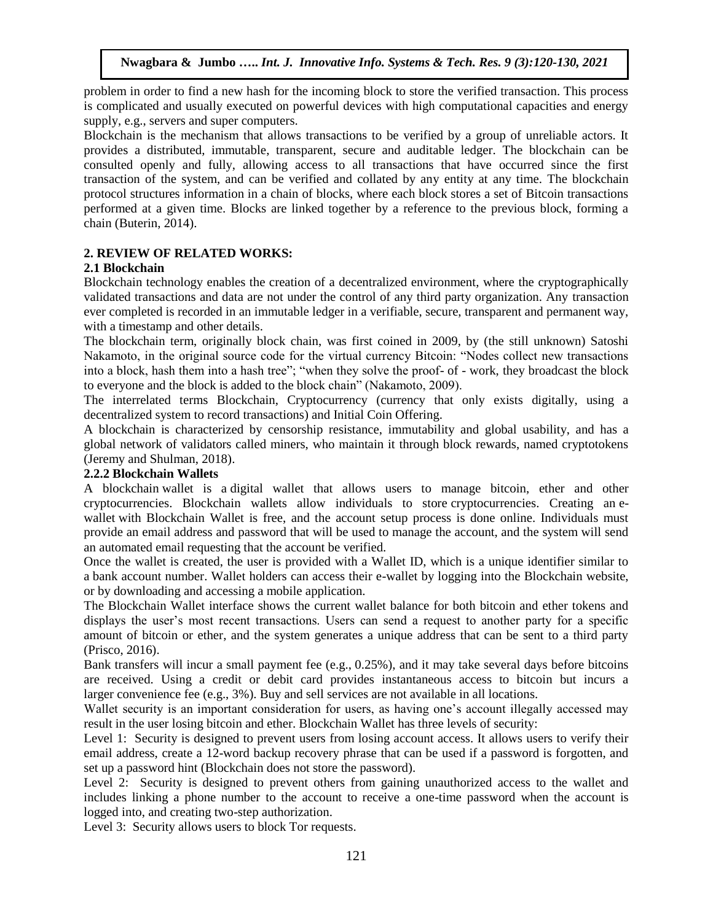problem in order to find a new hash for the incoming block to store the verified transaction. This process is complicated and usually executed on powerful devices with high computational capacities and energy supply, e.g., servers and super computers.

Blockchain is the mechanism that allows transactions to be verified by a group of unreliable actors. It provides a distributed, immutable, transparent, secure and auditable ledger. The blockchain can be consulted openly and fully, allowing access to all transactions that have occurred since the first transaction of the system, and can be verified and collated by any entity at any time. The blockchain protocol structures information in a chain of blocks, where each block stores a set of Bitcoin transactions performed at a given time. Blocks are linked together by a reference to the previous block, forming a chain (Buterin, 2014).

## 2. REVIEW OF RELATED WORKS:

### 2.1 Blockchain

Blockchain technology enables the creation of a decentralized environment, where the cryptographically validated transactions and data are not under the control of any third party organization. Any transaction ever completed is recorded in an immutable ledger in a verifiable, secure, transparent and permanent way, with a timestamp and other details.

The blockchain term, originally block chain, was first coined in 2009, by (the still unknown) Satoshi Nakamoto, in the original source code for the virtual currency Bitcoin: "Nodes collect new transactions into a block, hash them into a hash tree"; "when they solve the proof- of - work, they broadcast the block to everyone and the block is added to the block chain" (Nakamoto, 2009).

The interrelated terms Blockchain, Cryptocurrency (currency that only exists digitally, using a decentralized system to record transactions) and Initial Coin Offering.

A blockchain is characterized by censorship resistance, immutability and global usability, and has a global network of validators called miners, who maintain it through block rewards, named cryptotokens (Jeremy and Shulman, 2018).

### 2.2.2 Blockchain Wallets

A blockchain wallet is a digital wallet that allows users to manage bitcoin, ether and other cryptocurrencies. Blockchain wallets allow individuals to store cryptocurrencies. Creating an e-wallet with Blockchain Wallet is free, and the account setup process is done online. Individuals must provide an email address and password that will be used to manage the account, and the system will send an automated email requesting that the account be verified.

Once the wallet is created, the user is provided with a Wallet ID, which is a unique identifier similar to a bank account number. Wallet holders can access their e-wallet by logging into the Blockchain website, or by downloading and accessing a mobile application.

The Blockchain Wallet interface shows the current wallet balance for both bitcoin and ether tokens and displays the user's most recent transactions. Users can send a request to another party for a specific amount of bitcoin or ether, and the system generates a unique address that can be sent to a third party (Prisco, 2016).

Bank transfers will incur a small payment fee (e.g., 0.25%), and it may take several days before bitcoins are received. Using a credit or debit card provides instantaneous access to bitcoin but incurs a larger convenience fee (e.g., 3%). Buy and sell services are not available in all locations.

Wallet security is an important consideration for users, as having one's account illegally accessed may result in the user losing bitcoin and ether. Blockchain Wallet has three levels of security:

Level 1: Security is designed to prevent users from losing account access. It allows users to verify their email address, create a 12-word backup recovery phrase that can be used if a password is forgotten, and set up a password hint (Blockchain does not store the password).

Level 2: Security is designed to prevent others from gaining unauthorized access to the wallet and includes linking a phone number to the account to receive a one-time password when the account is logged into, and creating two-step authorization.

Level 3: Security allows users to block Tor requests.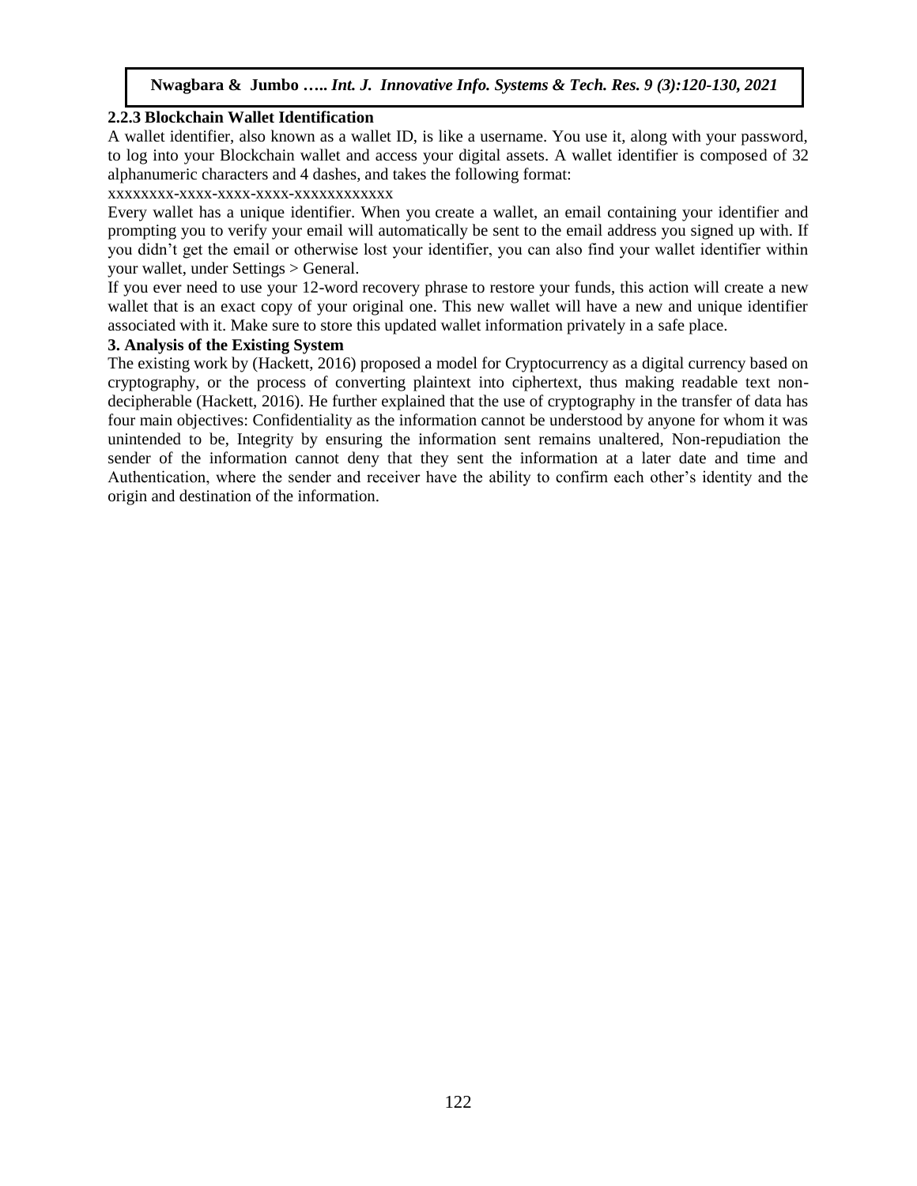### 2.2.3 Blockchain Wallet Identification

A wallet identifier, also known as a wallet ID, is like a username. You use it, along with your password, to log into your Blockchain wallet and access your digital assets. A wallet identifier is composed of 32 alphanumeric characters and 4 dashes, and takes the following format:

xxxxxxxx-xxxx-xxxx-xxxx-xxxxxxxxxxxx

Every wallet has a unique identifier. When you create a wallet, an email containing your identifier and prompting you to verify your email will automatically be sent to the email address you signed up with. If you didn't get the email or otherwise lost your identifier, you can also find your wallet identifier within your wallet, under Settings > General.

If you ever need to use your 12-word recovery phrase to restore your funds, this action will create a new wallet that is an exact copy of your original one. This new wallet will have a new and unique identifier associated with it. Make sure to store this updated wallet information privately in a safe place.

## 3. Analysis of the Existing System

The existing work by (Hackett, 2016) proposed a model for Cryptocurrency as a digital currency based on cryptography, or the process of converting plaintext into ciphertext, thus making readable text non-decipherable (Hackett, 2016). He further explained that the use of cryptography in the transfer of data has four main objectives: Confidentiality as the information cannot be understood by anyone for whom it was unintended to be, Integrity by ensuring the information sent remains unaltered, Non-repudiation the sender of the information cannot deny that they sent the information at a later date and time and Authentication, where the sender and receiver have the ability to confirm each other's identity and the origin and destination of the information.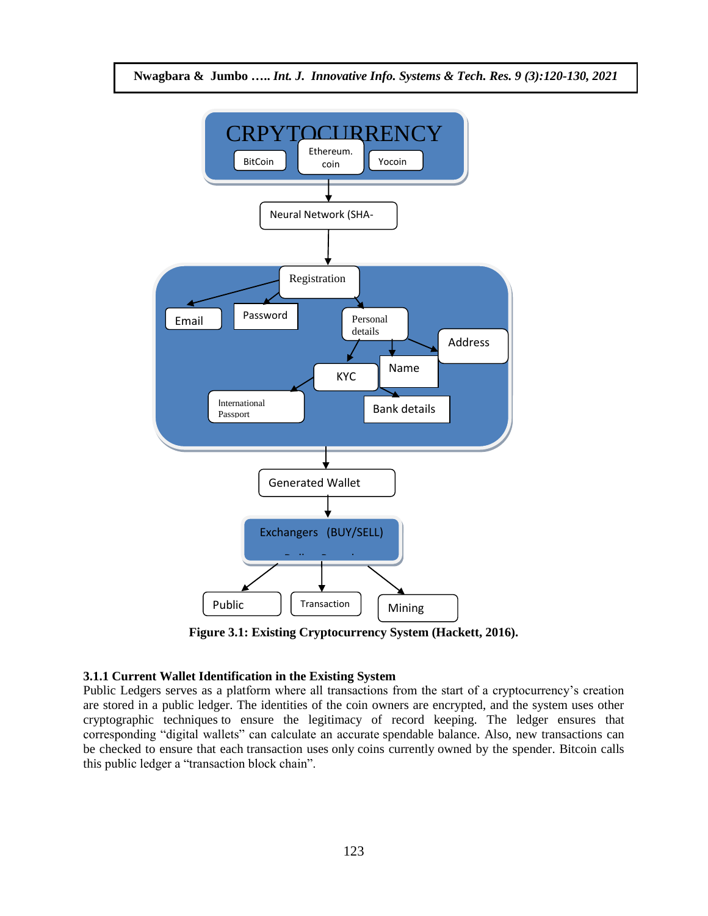CRPYTOCURRENCY

BitCoin | Ethereum. coin | Yocoin

Neural Network (SHA-

Registration

Email | Password | Personal details | Address | Name | KYC | International Passport | Bank details

Generated Wallet

Exchangers (BUY/SELL)

Public | Transaction | Mining

**Figure 3.1: Existing Cryptocurrency System (Hackett, 2016).**

### 3.1.1 Current Wallet Identification in the Existing System

Public Ledgers serves as a platform where all transactions from the start of a cryptocurrency's creation are stored in a public ledger. The identities of the coin owners are encrypted, and the system uses other cryptographic techniques to ensure the legitimacy of record keeping. The ledger ensures that corresponding "digital wallets" can calculate an accurate spendable balance. Also, new transactions can be checked to ensure that each transaction uses only coins currently owned by the spender. Bitcoin calls this public ledger a "transaction block chain".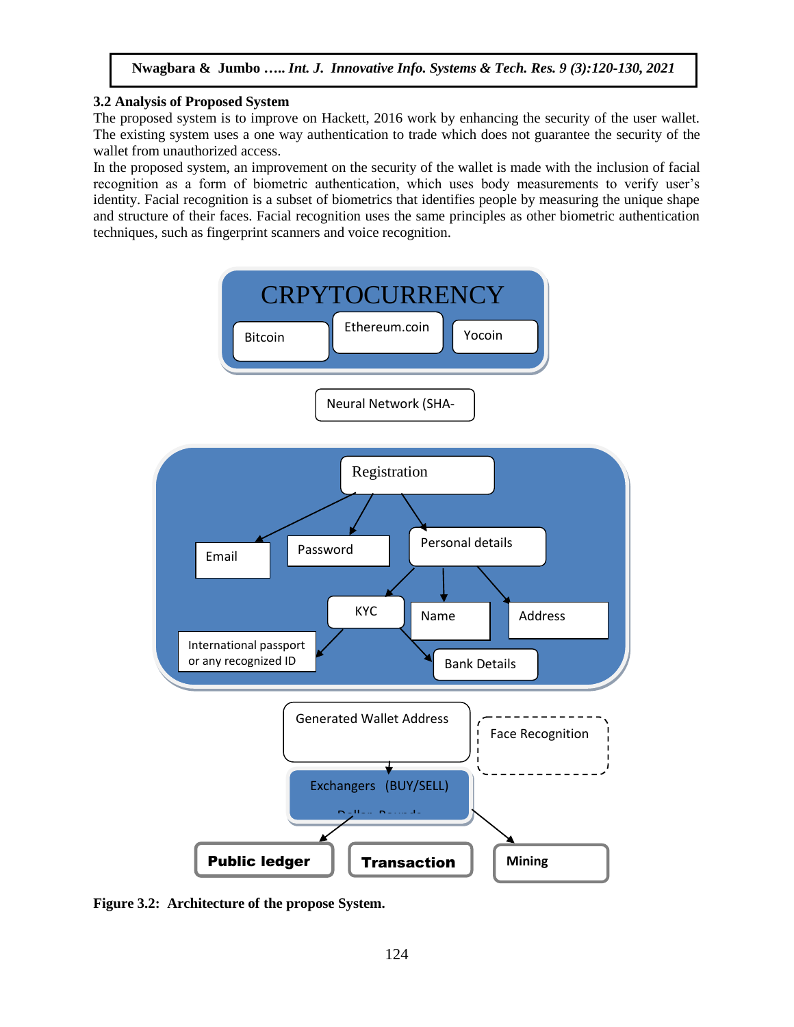### 3.2 Analysis of Proposed System

The proposed system is to improve on Hackett, 2016 work by enhancing the security of the user wallet. The existing system uses a one way authentication to trade which does not guarantee the security of the wallet from unauthorized access.

In the proposed system, an improvement on the security of the wallet is made with the inclusion of facial recognition as a form of biometric authentication, which uses body measurements to verify user's identity. Facial recognition is a subset of biometrics that identifies people by measuring the unique shape and structure of their faces. Facial recognition uses the same principles as other biometric authentication techniques, such as fingerprint scanners and voice recognition.

CRPYTOCURRENCY

Bitcoin | Ethereum.coin | Yocoin

Neural Network (SHA-

Registration

Email | Password | Personal details

KYC | Name | Address

International passport or any recognized ID | Bank Details

Generated Wallet Address

Face Recognition

Exchangers (BUY/SELL)

Public ledger | Transaction | Mining

**Figure 3.2: Architecture of the propose System.**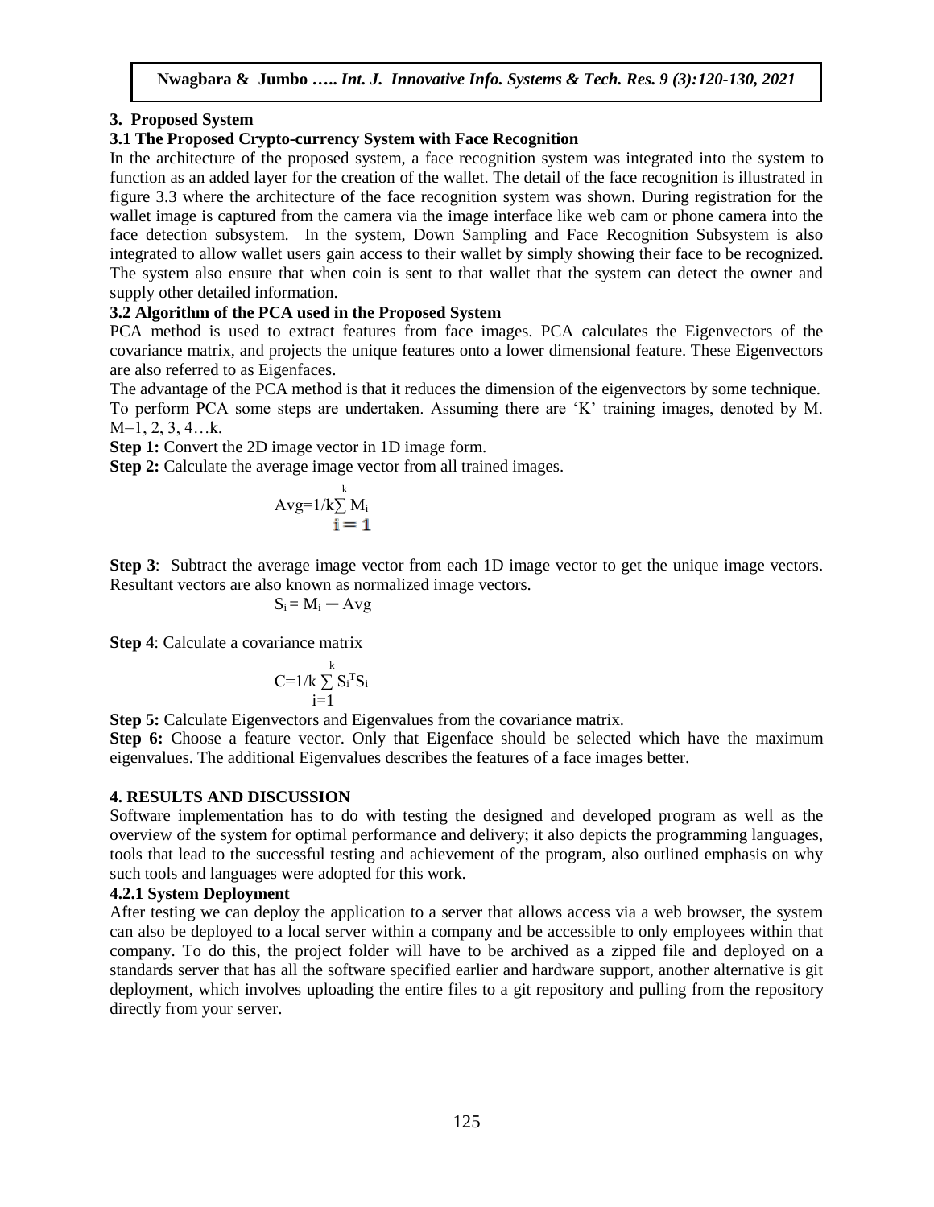## 3. Proposed System

### 3.1 The Proposed Crypto-currency System with Face Recognition

In the architecture of the proposed system, a face recognition system was integrated into the system to function as an added layer for the creation of the wallet. The detail of the face recognition is illustrated in figure 3.3 where the architecture of the face recognition system was shown. During registration for the wallet image is captured from the camera via the image interface like web cam or phone camera into the face detection subsystem. In the system, Down Sampling and Face Recognition Subsystem is also integrated to allow wallet users gain access to their wallet by simply showing their face to be recognized. The system also ensure that when coin is sent to that wallet that the system can detect the owner and supply other detailed information.

### 3.2 Algorithm of the PCA used in the Proposed System

PCA method is used to extract features from face images. PCA calculates the Eigenvectors of the covariance matrix, and projects the unique features onto a lower dimensional feature. These Eigenvectors are also referred to as Eigenfaces.

The advantage of the PCA method is that it reduces the dimension of the eigenvectors by some technique. To perform PCA some steps are undertaken. Assuming there are 'K' training images, denoted by M. M=1, 2, 3, 4…k.

**Step 1:** Convert the 2D image vector in 1D image form.

**Step 2:** Calculate the average image vector from all trained images.

$$Avg = 1/k \sum_{i=1}^{k} M_i$$

**Step 3**: Subtract the average image vector from each 1D image vector to get the unique image vectors. Resultant vectors are also known as normalized image vectors.

$$S_i = M_i - Avg$$

**Step 4**: Calculate a covariance matrix

$$C = 1/k \sum_{i=1}^{k} S_i^T S_i$$

**Step 5:** Calculate Eigenvectors and Eigenvalues from the covariance matrix.

**Step 6:** Choose a feature vector. Only that Eigenface should be selected which have the maximum eigenvalues. The additional Eigenvalues describes the features of a face images better.

## 4. RESULTS AND DISCUSSION

Software implementation has to do with testing the designed and developed program as well as the overview of the system for optimal performance and delivery; it also depicts the programming languages, tools that lead to the successful testing and achievement of the program, also outlined emphasis on why such tools and languages were adopted for this work.

### 4.2.1 System Deployment

After testing we can deploy the application to a server that allows access via a web browser, the system can also be deployed to a local server within a company and be accessible to only employees within that company. To do this, the project folder will have to be archived as a zipped file and deployed on a standards server that has all the software specified earlier and hardware support, another alternative is git deployment, which involves uploading the entire files to a git repository and pulling from the repository directly from your server.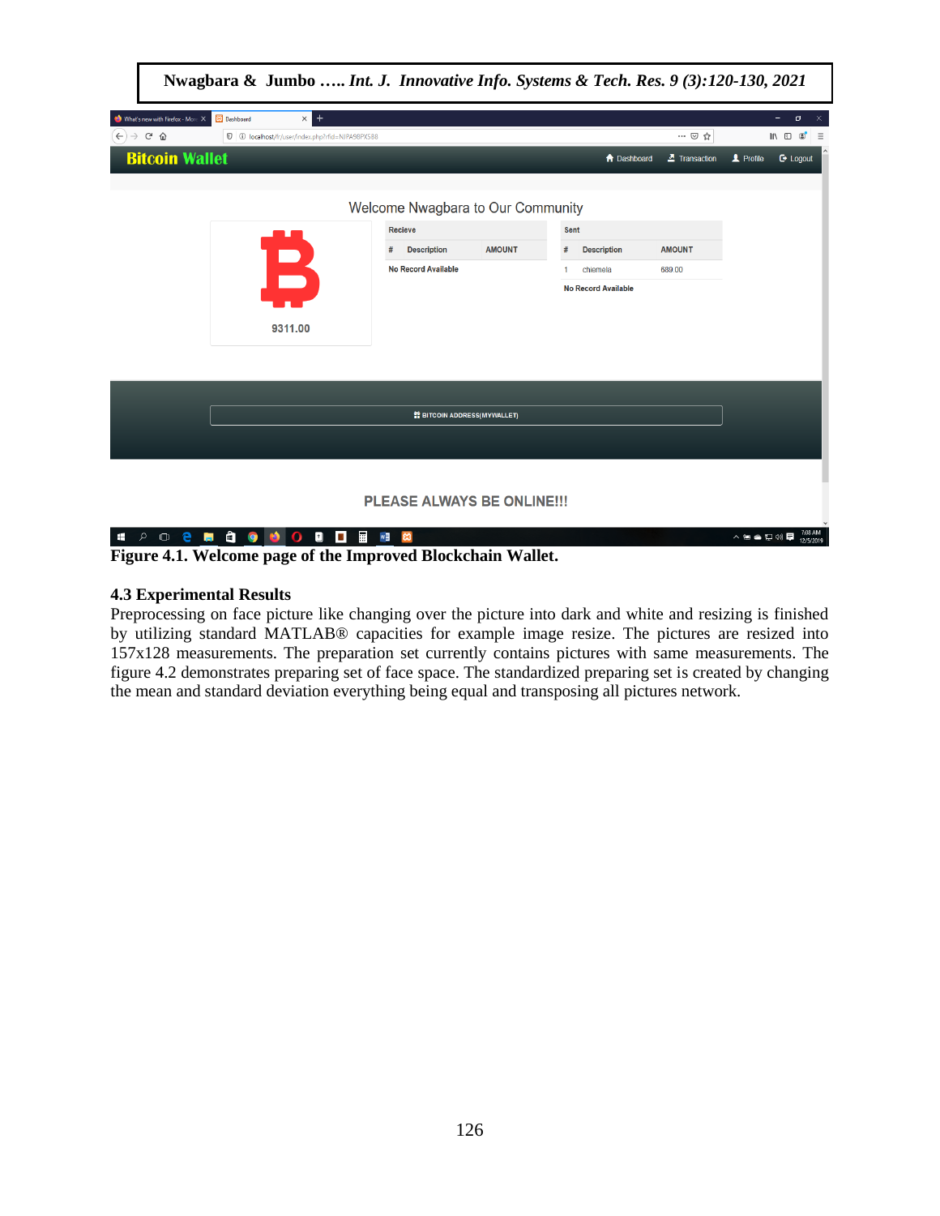**Figure 4.1. Welcome page of the Improved Blockchain Wallet.**

### 4.3 Experimental Results

Preprocessing on face picture like changing over the picture into dark and white and resizing is finished by utilizing standard MATLAB® capacities for example image resize. The pictures are resized into 157x128 measurements. The preparation set currently contains pictures with same measurements. The figure 4.2 demonstrates preparing set of face space. The standardized preparing set is created by changing the mean and standard deviation everything being equal and transposing all pictures network.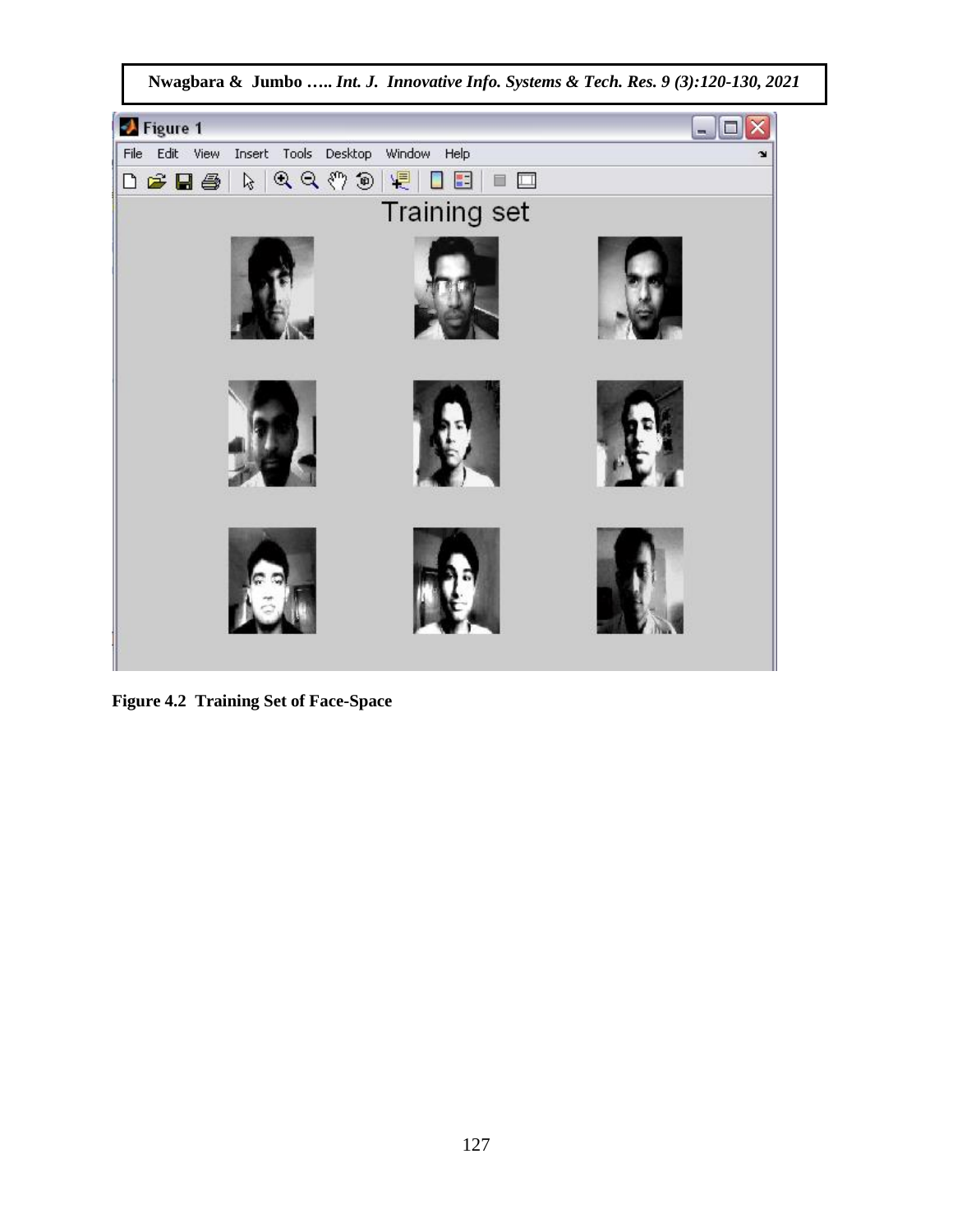**Figure 4.2 Training Set of Face-Space**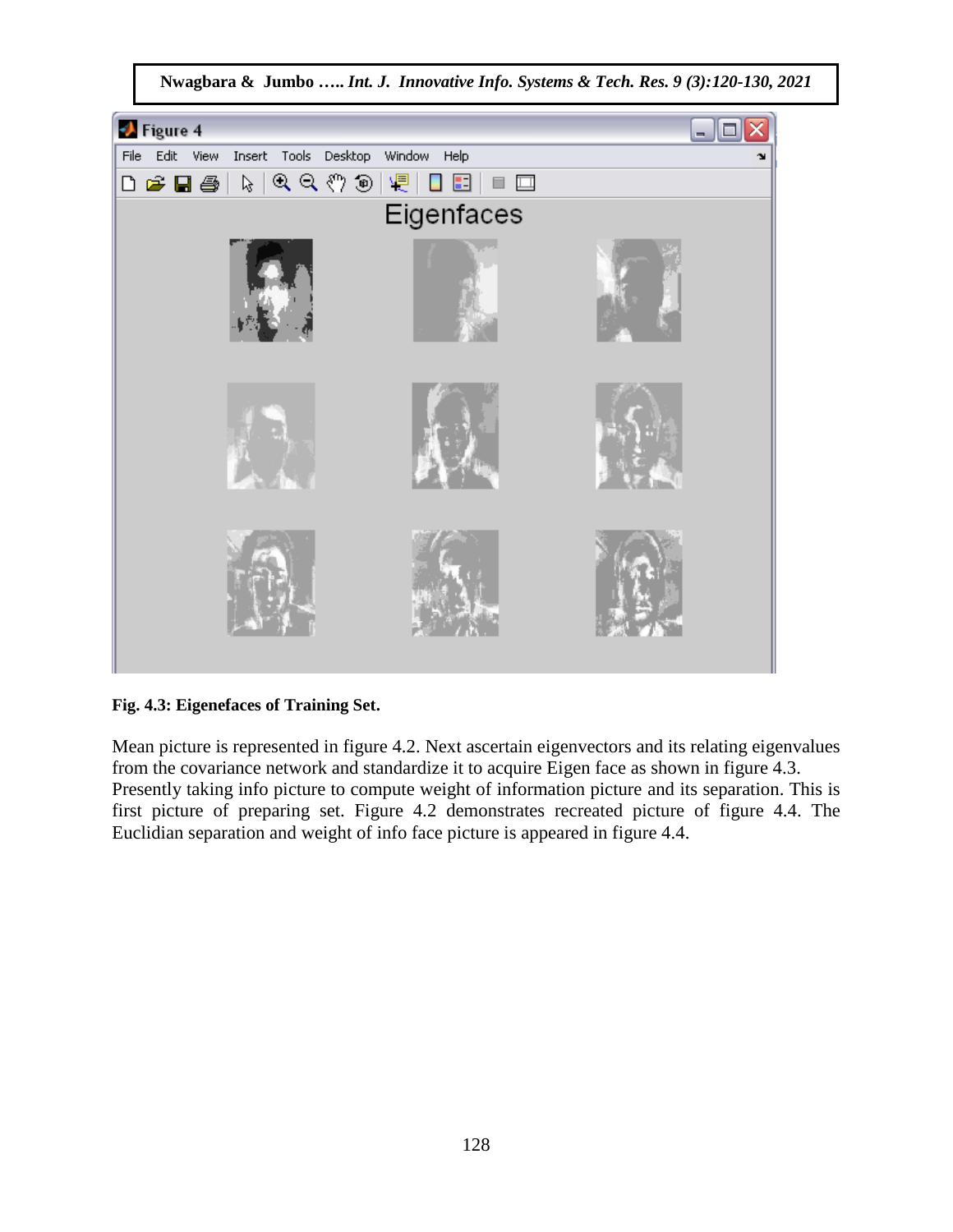**Fig. 4.3: Eigenefaces of Training Set.**

Mean picture is represented in figure 4.2. Next ascertain eigenvectors and its relating eigenvalues from the covariance network and standardize it to acquire Eigen face as shown in figure 4.3. Presently taking info picture to compute weight of information picture and its separation. This is first picture of preparing set. Figure 4.2 demonstrates recreated picture of figure 4.4. The Euclidian separation and weight of info face picture is appeared in figure 4.4.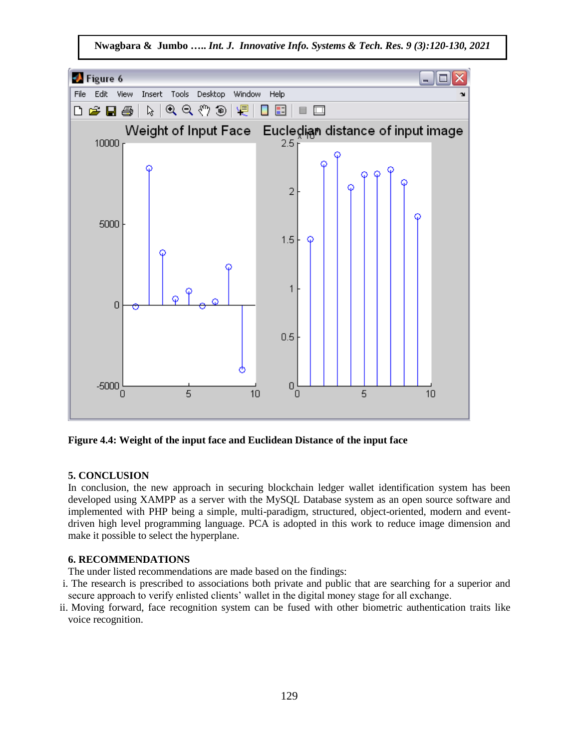**Figure 4.4: Weight of the input face and Euclidean Distance of the input face**

## 5. CONCLUSION

In conclusion, the new approach in securing blockchain ledger wallet identification system has been developed using XAMPP as a server with the MySQL Database system as an open source software and implemented with PHP being a simple, multi-paradigm, structured, object-oriented, modern and event-driven high level programming language. PCA is adopted in this work to reduce image dimension and make it possible to select the hyperplane.

## 6. RECOMMENDATIONS

The under listed recommendations are made based on the findings:

i. The research is prescribed to associations both private and public that are searching for a superior and secure approach to verify enlisted clients' wallet in the digital money stage for all exchange.

ii. Moving forward, face recognition system can be fused with other biometric authentication traits like voice recognition.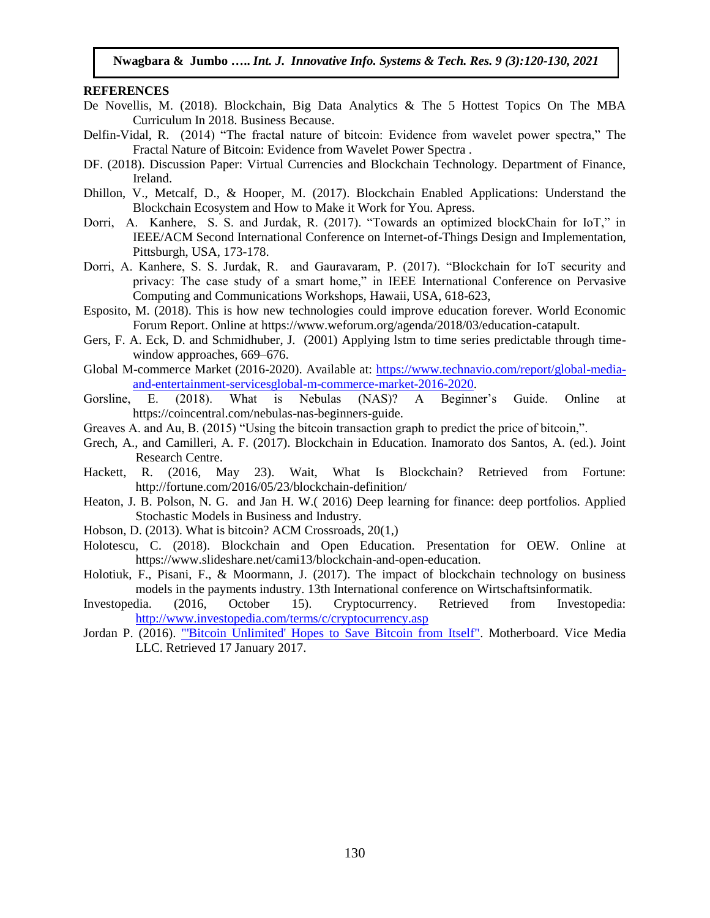**REFERENCES**

De Novellis, M. (2018). Blockchain, Big Data Analytics & The 5 Hottest Topics On The MBA Curriculum In 2018. Business Because.

Delfin-Vidal, R. (2014) "The fractal nature of bitcoin: Evidence from wavelet power spectra," The Fractal Nature of Bitcoin: Evidence from Wavelet Power Spectra .

DF. (2018). Discussion Paper: Virtual Currencies and Blockchain Technology. Department of Finance, Ireland.

Dhillon, V., Metcalf, D., & Hooper, M. (2017). Blockchain Enabled Applications: Understand the Blockchain Ecosystem and How to Make it Work for You. Apress.

Dorri, A. Kanhere, S. S. and Jurdak, R. (2017). "Towards an optimized blockChain for IoT," in IEEE/ACM Second International Conference on Internet-of-Things Design and Implementation, Pittsburgh, USA, 173-178.

Dorri, A. Kanhere, S. S. Jurdak, R. and Gauravaram, P. (2017). "Blockchain for IoT security and privacy: The case study of a smart home," in IEEE International Conference on Pervasive Computing and Communications Workshops, Hawaii, USA, 618-623,

Esposito, M. (2018). This is how new technologies could improve education forever. World Economic Forum Report. Online at https://www.weforum.org/agenda/2018/03/education-catapult.

Gers, F. A. Eck, D. and Schmidhuber, J. (2001) Applying lstm to time series predictable through time-window approaches, 669–676.

Global M-commerce Market (2016-2020). Available at: [https://www.technavio.com/report/global-media-and-entertainment-servicesglobal-m-commerce-market-2016-2020](https://www.technavio.com/report/global-media-and-entertainment-servicesglobal-m-commerce-market-2016-2020).

Gorsline, E. (2018). What is Nebulas (NAS)? A Beginner's Guide. Online at https://coincentral.com/nebulas-nas-beginners-guide.

Greaves A. and Au, B. (2015) "Using the bitcoin transaction graph to predict the price of bitcoin,".

Grech, A., and Camilleri, A. F. (2017). Blockchain in Education. Inamorato dos Santos, A. (ed.). Joint Research Centre.

Hackett, R. (2016, May 23). Wait, What Is Blockchain? Retrieved from Fortune: http://fortune.com/2016/05/23/blockchain-definition/

Heaton, J. B. Polson, N. G. and Jan H. W.( 2016) Deep learning for finance: deep portfolios. Applied Stochastic Models in Business and Industry.

Hobson, D. (2013). What is bitcoin? ACM Crossroads, 20(1,)

Holotescu, C. (2018). Blockchain and Open Education. Presentation for OEW. Online at https://www.slideshare.net/cami13/blockchain-and-open-education.

Holotiuk, F., Pisani, F., & Moormann, J. (2017). The impact of blockchain technology on business models in the payments industry. 13th International conference on Wirtschaftsinformatik.

Investopedia. (2016, October 15). Cryptocurrency. Retrieved from Investopedia: [http://www.investopedia.com/terms/c/cryptocurrency.asp](http://www.investopedia.com/terms/c/cryptocurrency.asp)

Jordan P. (2016). "'Bitcoin Unlimited' Hopes to Save Bitcoin from Itself". Motherboard. Vice Media LLC. Retrieved 17 January 2017.